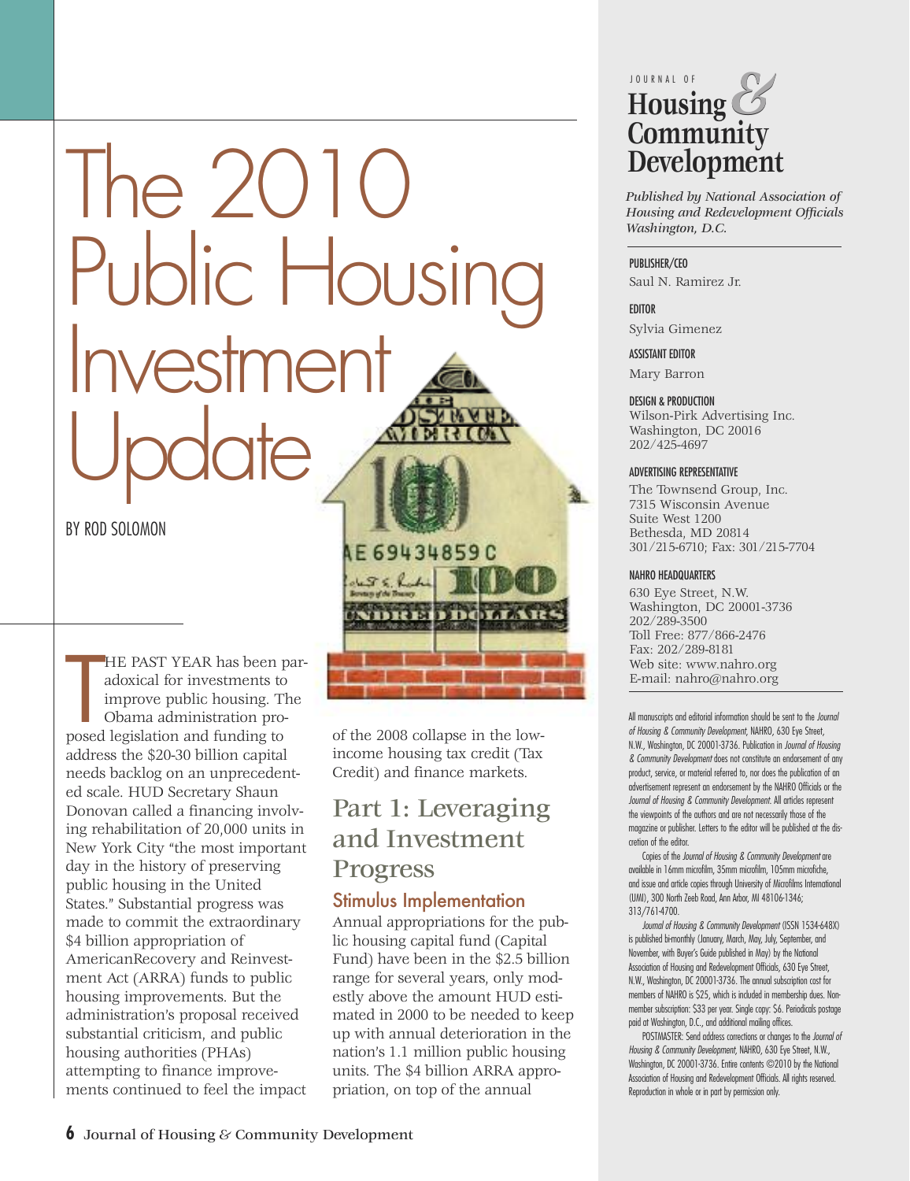# The 2010 Public Housing Investment Update

BY ROD SOLOMON

THE PAST YEAR has been paradoxical for investments to improve public housing. The Obama administration proposed legislation and funding to address the $20-30 billion capital needs backlog on an unprecedented scale. HUD Secretary Shaun Donovan called a financing involving rehabilitation of 20,000 units in New York City "the most important day in the history of preserving public housing in the United States." Substantial progress was made to commit the extraordinary $4 billion appropriation of AmericanRecovery and Reinvestment Act (ARRA) funds to public housing improvements. But the administration's proposal received substantial criticism, and public housing authorities (PHAs) attempting to finance improvements continued to feel the impact of the 2008 collapse in the low-income housing tax credit (Tax Credit) and finance markets.

## Part 1: Leveraging and Investment Progress

### Stimulus Implementation

Annual appropriations for the public housing capital fund (Capital Fund) have been in the $2.5 billion range for several years, only modestly above the amount HUD estimated in 2000 to be needed to keep up with annual deterioration in the nation's 1.1 million public housing units. The $4 billion ARRA appropriation, on top of the annual

---

JOURNAL OF **Housing & Community Development**

*Published by National Association of Housing and Redevelopment Officials Washington, D.C.*

PUBLISHER/CEO
Saul N. Ramirez Jr.

EDITOR
Sylvia Gimenez

ASSISTANT EDITOR
Mary Barron

DESIGN & PRODUCTION
Wilson-Pirk Advertising Inc.
Washington, DC 20016
202/425-4697

ADVERTISING REPRESENTATIVE
The Townsend Group, Inc.
7315 Wisconsin Avenue
Suite West 1200
Bethesda, MD 20814
301/215-6710; Fax: 301/215-7704

NAHRO HEADQUARTERS
630 Eye Street, N.W.
Washington, DC 20001-3736
202/289-3500
Toll Free: 877/866-2476
Fax: 202/289-8181
Web site: www.nahro.org
E-mail: nahro@nahro.org

All manuscripts and editorial information should be sent to the *Journal of Housing & Community Development*, NAHRO, 630 Eye Street, N.W., Washington, DC 20001-3736. Publication in *Journal of Housing & Community Development* does not constitute an endorsement of any product, service, or material referred to, nor does the publication of an advertisement represent an endorsement by the NAHRO Officials or the *Journal of Housing & Community Development*. All articles represent the viewpoints of the authors and are not necessarily those of the magazine or publisher. Letters to the editor will be published at the discretion of the editor.

Copies of the *Journal of Housing & Community Development* are available in 16mm microfilm, 35mm microfilm, 105mm microfiche, and issue and article copies through University of Microfilms International (UMI), 300 North Zeeb Road, Ann Arbor, MI 48106-1346; 313/761-4700.

*Journal of Housing & Community Development* (ISSN 1534-648X) is published bi-monthly (January, March, May, July, September, and November, with Buyer's Guide published in May) by the National Association of Housing and Redevelopment Officials, 630 Eye Street, N.W., Washington, DC 20001-3736. The annual subscription cost for members of NAHRO is $25, which is included in membership dues. Non-member subscription: $33 per year. Single copy: $6. Periodicals postage paid at Washington, D.C., and additional mailing offices.

POSTMASTER: Send address corrections or changes to the *Journal of Housing & Community Development*, NAHRO, 630 Eye Street, N.W., Washington, DC 20001-3736. Entire contents ©2010 by the National Association of Housing and Redevelopment Officials. All rights reserved. Reproduction in whole or in part by permission only.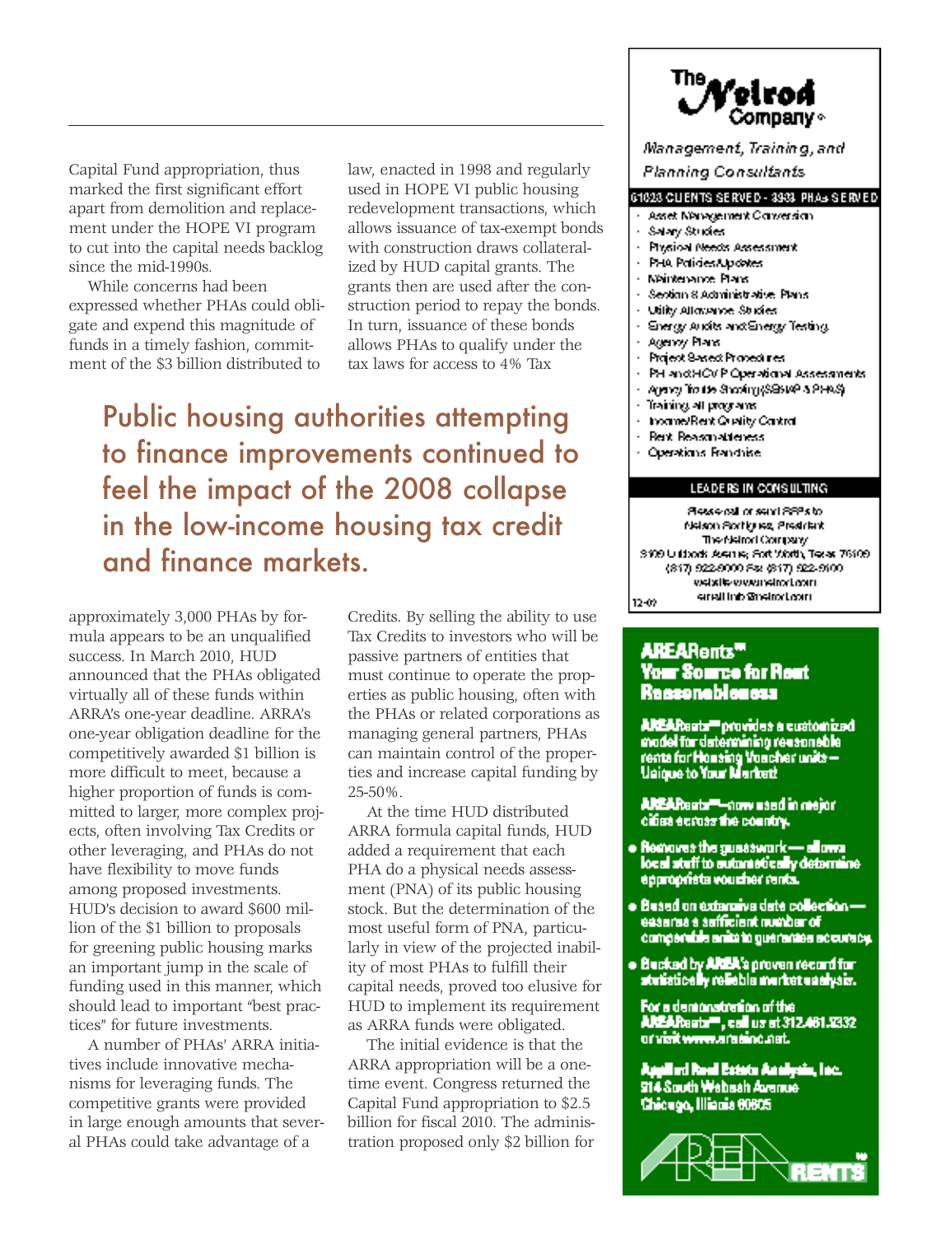Capital Fund appropriation, thus marked the first significant effort apart from demolition and replacement under the HOPE VI program to cut into the capital needs backlog since the mid-1990s.

While concerns had been expressed whether PHAs could obligate and expend this magnitude of funds in a timely fashion, commitment of the $3 billion distributed to approximately 3,000 PHAs by formula appears to be an unqualified success. In March 2010, HUD announced that the PHAs obligated virtually all of these funds within ARRA's one-year deadline. ARRA's one-year obligation deadline for the competitively awarded $1 billion is more difficult to meet, because a higher proportion of funds is committed to larger, more complex projects, often involving Tax Credits or other leveraging, and PHAs do not have flexibility to move funds among proposed investments. HUD's decision to award $600 million of the $1 billion to proposals for greening public housing marks an important jump in the scale of funding used in this manner, which should lead to important "best practices" for future investments.

A number of PHAs' ARRA initiatives include innovative mechanisms for leveraging funds. The competitive grants were provided in large enough amounts that several PHAs could take advantage of a law, enacted in 1998 and regularly used in HOPE VI public housing redevelopment transactions, which allows issuance of tax-exempt bonds with construction draws collateralized by HUD capital grants. The grants then are used after the construction period to repay the bonds. In turn, issuance of these bonds allows PHAs to qualify under the tax laws for access to 4% Tax Credits. By selling the ability to use Tax Credits to investors who will be passive partners of entities that must continue to operate the properties as public housing, often with the PHAs or related corporations as managing general partners, PHAs can maintain control of the properties and increase capital funding by 25-50%.

> Public housing authorities attempting to finance improvements continued to feel the impact of the 2008 collapse in the low-income housing tax credit and finance markets.

At the time HUD distributed ARRA formula capital funds, HUD added a requirement that each PHA do a physical needs assessment (PNA) of its public housing stock. But the determination of the most useful form of PNA, particularly in view of the projected inability of most PHAs to fulfill their capital needs, proved too elusive for HUD to implement its requirement as ARRA funds were obligated.

The initial evidence is that the ARRA appropriation will be a one-time event. Congress returned the Capital Fund appropriation to $2.5 billion for fiscal 2010. The administration proposed only $2 billion for

---

**The Nelrod Company®**

*Management, Training, and Planning Consultants*

**61023 CLIENTS SERVED - 3933 PHAs SERVED**

- Asset Management Conversion
- Salary Studies
- Physical Needs Assessment
- PHA Policies/Updates
- Maintenance Plans
- Section 8 Administrative Plans
- Utility Allowance Studies
- Energy Audits and Energy Testing
- Agency Plans
- Project Based Procedures
- PH and HCV P Operational Assessments
- Agency Trouble Shooting (SEMAP & PHAS)
- Training, all programs
- Income/Rent Quality Control
- Rent Reasonableness
- Operations Franchise

**LEADERS IN CONSULTING**

Please call or send RFPs to
Nelson Rodriguez, President
The Nelrod Company
3109 Lubbock Avenue, Fort Worth, Texas 76109
(817) 922-9000 Fax (817) 922-9100
website www.nelrod.com
email info@nelrod.com

12-09

---

**AREARents℠**
**Your Source for Rent Reasonableness**

**AREARents℠ provides a customized model for determining reasonable rents for Housing Voucher units — Unique to Your Market!**

**AREARents℠—now used in major cities across the country.**

- **Removes the guesswork — allows local staff to automatically determine appropriate voucher rents.**
- **Based on extensive data collection — ensures a sufficient number of comparable units to guarantee accuracy.**
- **Backed by AREA's proven record for statistically reliable market analysis.**

**For a demonstration of the AREARents℠, call us at 312.461.9332 or visit www.areainc.net.**

**Applied Real Estate Analysis, Inc.**
**914 South Wabash Avenue**
**Chicago, Illinois 60605**

AREA RENTS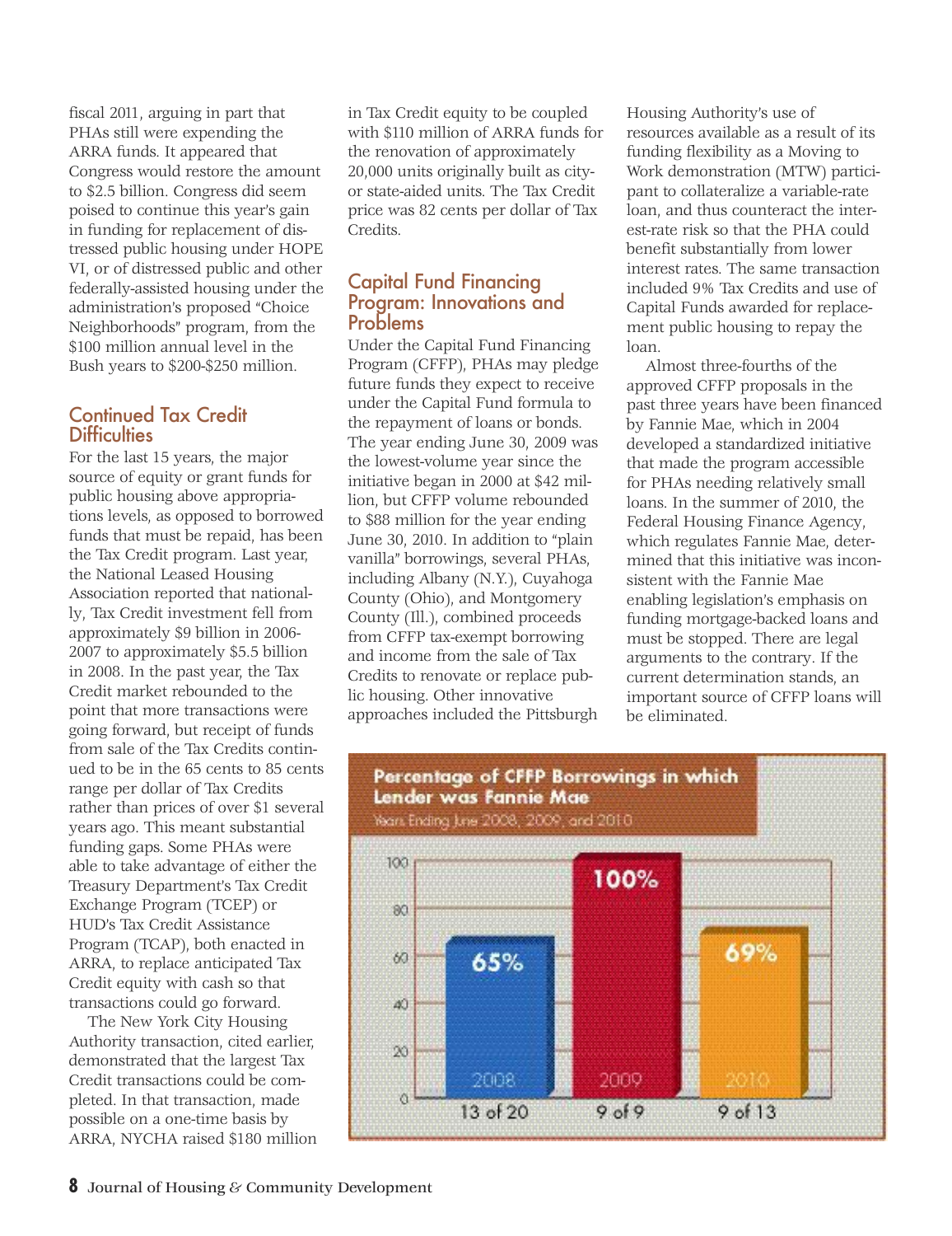fiscal 2011, arguing in part that PHAs still were expending the ARRA funds. It appeared that Congress would restore the amount to $2.5 billion. Congress did seem poised to continue this year's gain in funding for replacement of distressed public housing under HOPE VI, or of distressed public and other federally-assisted housing under the administration's proposed "Choice Neighborhoods" program, from the $100 million annual level in the Bush years to $200-$250 million.

## Continued Tax Credit Difficulties

For the last 15 years, the major source of equity or grant funds for public housing above appropriations levels, as opposed to borrowed funds that must be repaid, has been the Tax Credit program. Last year, the National Leased Housing Association reported that nationally, Tax Credit investment fell from approximately $9 billion in 2006-2007 to approximately $5.5 billion in 2008. In the past year, the Tax Credit market rebounded to the point that more transactions were going forward, but receipt of funds from sale of the Tax Credits continued to be in the 65 cents to 85 cents range per dollar of Tax Credits rather than prices of over $1 several years ago. This meant substantial funding gaps. Some PHAs were able to take advantage of either the Treasury Department's Tax Credit Exchange Program (TCEP) or HUD's Tax Credit Assistance Program (TCAP), both enacted in ARRA, to replace anticipated Tax Credit equity with cash so that transactions could go forward.

The New York City Housing Authority transaction, cited earlier, demonstrated that the largest Tax Credit transactions could be completed. In that transaction, made possible on a one-time basis by ARRA, NYCHA raised $180 million in Tax Credit equity to be coupled with $110 million of ARRA funds for the renovation of approximately 20,000 units originally built as city- or state-aided units. The Tax Credit price was 82 cents per dollar of Tax Credits.

## Capital Fund Financing Program: Innovations and Problems

Under the Capital Fund Financing Program (CFFP), PHAs may pledge future funds they expect to receive under the Capital Fund formula to the repayment of loans or bonds. The year ending June 30, 2009 was the lowest-volume year since the initiative began in 2000 at $42 million, but CFFP volume rebounded to $88 million for the year ending June 30, 2010. In addition to "plain vanilla" borrowings, several PHAs, including Albany (N.Y.), Cuyahoga County (Ohio), and Montgomery County (Ill.), combined proceeds from CFFP tax-exempt borrowing and income from the sale of Tax Credits to renovate or replace public housing. Other innovative approaches included the Pittsburgh Housing Authority's use of resources available as a result of its funding flexibility as a Moving to Work demonstration (MTW) participant to collateralize a variable-rate loan, and thus counteract the interest-rate risk so that the PHA could benefit substantially from lower interest rates. The same transaction included 9% Tax Credits and use of Capital Funds awarded for replacement public housing to repay the loan.

Almost three-fourths of the approved CFFP proposals in the past three years have been financed by Fannie Mae, which in 2004 developed a standardized initiative that made the program accessible for PHAs needing relatively small loans. In the summer of 2010, the Federal Housing Finance Agency, which regulates Fannie Mae, determined that this initiative was inconsistent with the Fannie Mae enabling legislation's emphasis on funding mortgage-backed loans and must be stopped. There are legal arguments to the contrary. If the current determination stands, an important source of CFFP loans will be eliminated.

**Percentage of CFFP Borrowings in which Lender was Fannie Mae**

Years Ending June 2008, 2009, and 2010

| Year | Percentage | Count |
|---|---|---|
| 2008 | 65% | 13 of 20 |
| 2009 | 100% | 9 of 9 |
| 2010 | 69% | 9 of 13 |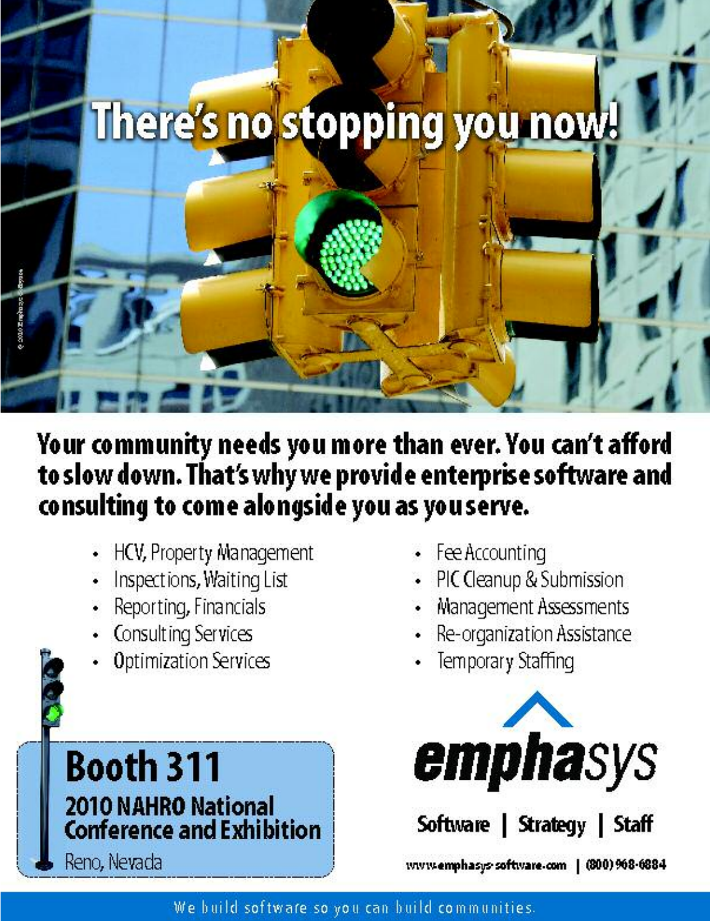# There's no stopping you now!

**Your community needs you more than ever. You can't afford to slow down. That's why we provide enterprise software and consulting to come alongside you as you serve.**

- HCV, Property Management
- Inspections, Waiting List
- Reporting, Financials
- Consulting Services
- Optimization Services
- Fee Accounting
- PIC Cleanup & Submission
- Management Assessments
- Re-organization Assistance
- Temporary Staffing

## Booth 311

**2010 NAHRO National Conference and Exhibition**

Reno, Nevada

**emphasys**

**Software | Strategy | Staff**

www.emphasys-software.com | (800) 968-6884

We build software so you can build communities.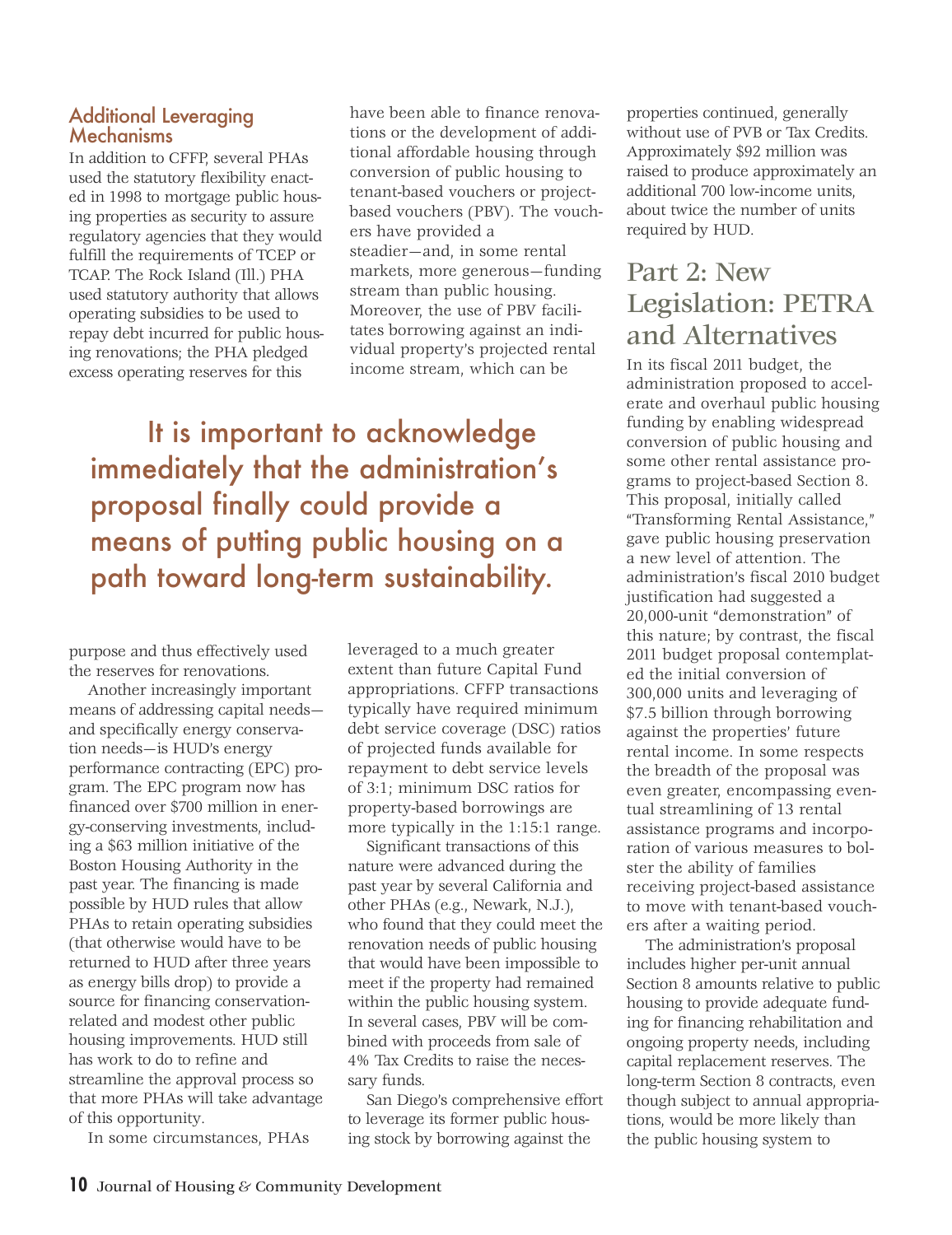### Additional Leveraging Mechanisms

In addition to CFFP, several PHAs used the statutory flexibility enacted in 1998 to mortgage public housing properties as security to assure regulatory agencies that they would fulfill the requirements of TCEP or TCAP. The Rock Island (Ill.) PHA used statutory authority that allows operating subsidies to be used to repay debt incurred for public housing renovations; the PHA pledged excess operating reserves for this purpose and thus effectively used the reserves for renovations.

Another increasingly important means of addressing capital needs—and specifically energy conservation needs—is HUD's energy performance contracting (EPC) program. The EPC program now has financed over $700 million in energy-conserving investments, including a $63 million initiative of the Boston Housing Authority in the past year. The financing is made possible by HUD rules that allow PHAs to retain operating subsidies (that otherwise would have to be returned to HUD after three years as energy bills drop) to provide a source for financing conservation-related and modest other public housing improvements. HUD still has work to do to refine and streamline the approval process so that more PHAs will take advantage of this opportunity.

In some circumstances, PHAs have been able to finance renovations or the development of additional affordable housing through conversion of public housing to tenant-based vouchers or project-based vouchers (PBV). The vouchers have provided a steadier—and, in some rental markets, more generous—funding stream than public housing. Moreover, the use of PBV facilitates borrowing against an individual property's projected rental income stream, which can be leveraged to a much greater extent than future Capital Fund appropriations. CFFP transactions typically have required minimum debt service coverage (DSC) ratios of projected funds available for repayment to debt service levels of 3:1; minimum DSC ratios for property-based borrowings are more typically in the 1:15:1 range.

Significant transactions of this nature were advanced during the past year by several California and other PHAs (e.g., Newark, N.J.), who found that they could meet the renovation needs of public housing that would have been impossible to meet if the property had remained within the public housing system. In several cases, PBV will be combined with proceeds from sale of 4% Tax Credits to raise the necessary funds.

San Diego's comprehensive effort to leverage its former public housing stock by borrowing against the properties continued, generally without use of PVB or Tax Credits. Approximately $92 million was raised to produce approximately an additional 700 low-income units, about twice the number of units required by HUD.

> It is important to acknowledge immediately that the administration's proposal finally could provide a means of putting public housing on a path toward long-term sustainability.

## Part 2: New Legislation: PETRA and Alternatives

In its fiscal 2011 budget, the administration proposed to accelerate and overhaul public housing funding by enabling widespread conversion of public housing and some other rental assistance programs to project-based Section 8. This proposal, initially called "Transforming Rental Assistance," gave public housing preservation a new level of attention. The administration's fiscal 2010 budget justification had suggested a 20,000-unit "demonstration" of this nature; by contrast, the fiscal 2011 budget proposal contemplated the initial conversion of 300,000 units and leveraging of $7.5 billion through borrowing against the properties' future rental income. In some respects the breadth of the proposal was even greater, encompassing eventual streamlining of 13 rental assistance programs and incorporation of various measures to bolster the ability of families receiving project-based assistance to move with tenant-based vouchers after a waiting period.

The administration's proposal includes higher per-unit annual Section 8 amounts relative to public housing to provide adequate funding for financing rehabilitation and ongoing property needs, including capital replacement reserves. The long-term Section 8 contracts, even though subject to annual appropriations, would be more likely than the public housing system to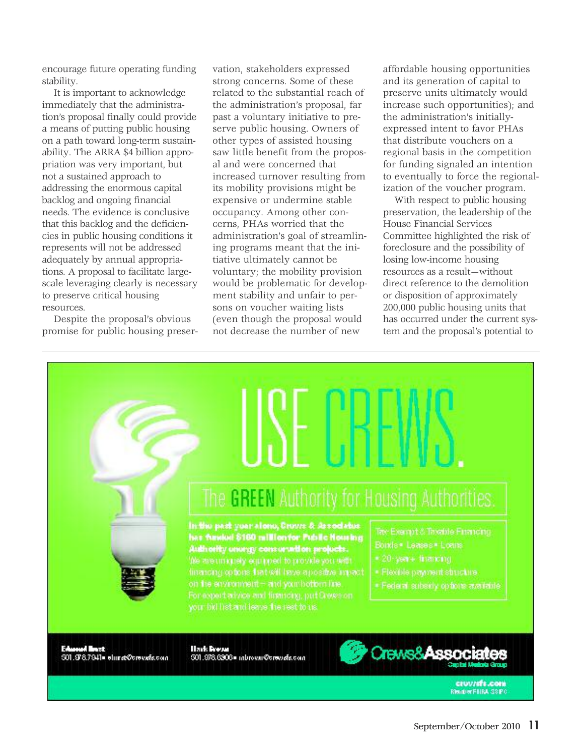encourage future operating funding stability.

It is important to acknowledge immediately that the administration's proposal finally could provide a means of putting public housing on a path toward long-term sustainability. The ARRA $4 billion appropriation was very important, but not a sustained approach to addressing the enormous capital backlog and ongoing financial needs. The evidence is conclusive that this backlog and the deficiencies in public housing conditions it represents will not be addressed adequately by annual appropriations. A proposal to facilitate large-scale leveraging clearly is necessary to preserve critical housing resources.

Despite the proposal's obvious promise for public housing preservation, stakeholders expressed strong concerns. Some of these related to the substantial reach of the administration's proposal, far past a voluntary initiative to preserve public housing. Owners of other types of assisted housing saw little benefit from the proposal and were concerned that increased turnover resulting from its mobility provisions might be expensive or undermine stable occupancy. Among other concerns, PHAs worried that the administration's goal of streamlining programs meant that the initiative ultimately cannot be voluntary; the mobility provision would be problematic for development stability and unfair to persons on voucher waiting lists (even though the proposal would not decrease the number of new affordable housing opportunities and its generation of capital to preserve units ultimately would increase such opportunities); and the administration's initially-expressed intent to favor PHAs that distribute vouchers on a regional basis in the competition for funding signaled an intention to eventually to force the regionalization of the voucher program.

With respect to public housing preservation, the leadership of the House Financial Services Committee highlighted the risk of foreclosure and the possibility of losing low-income housing resources as a result—without direct reference to the demolition or disposition of approximately 200,000 public housing units that has occurred under the current system and the proposal's potential to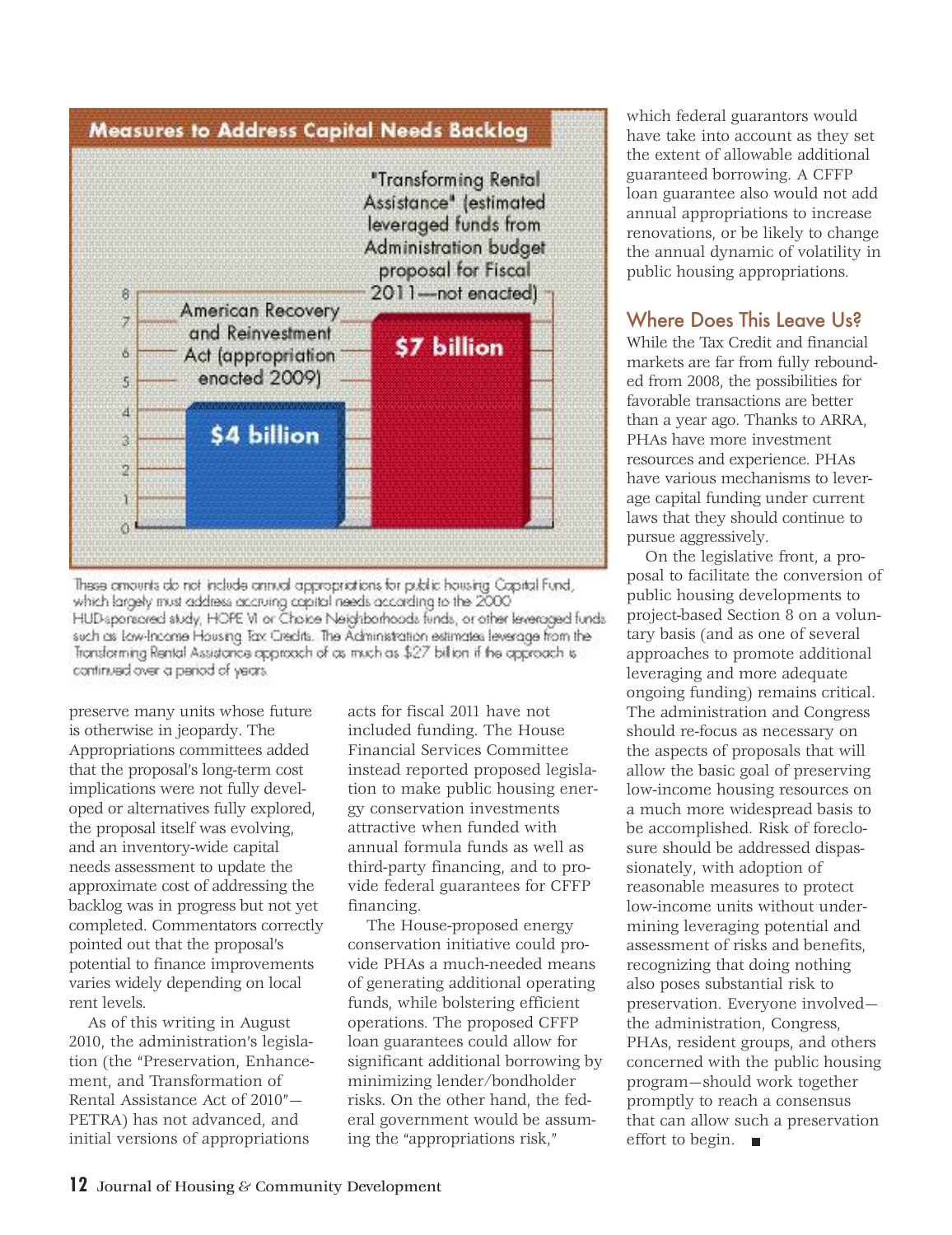## Measures to Address Capital Needs Backlog

American Recovery and Reinvestment Act (appropriation enacted 2009)

$4 billion

"Transforming Rental Assistance" (estimated leveraged funds from Administration budget proposal for Fiscal 2011—not enacted)

$7 billion

0 1 2 3 4 5 6 7 8

These amounts do not include annual appropriations for public housing Capital Fund, which largely must address accruing capital needs according to the 2000 HUD-sponsored study, HOPE VI or Choice Neighborhoods funds, or other leveraged funds such as Low-Income Housing Tax Credits. The Administration estimates leverage from the Transforming Rental Assistance approach of as much as $27 billion if the approach is continued over a period of years.

preserve many units whose future is otherwise in jeopardy. The Appropriations committees added that the proposal's long-term cost implications were not fully developed or alternatives fully explored, the proposal itself was evolving, and an inventory-wide capital needs assessment to update the approximate cost of addressing the backlog was in progress but not yet completed. Commentators correctly pointed out that the proposal's potential to finance improvements varies widely depending on local rent levels.

As of this writing in August 2010, the administration's legislation (the "Preservation, Enhancement, and Transformation of Rental Assistance Act of 2010"—PETRA) has not advanced, and initial versions of appropriations acts for fiscal 2011 have not included funding. The House Financial Services Committee instead reported proposed legislation to make public housing energy conservation investments attractive when funded with annual formula funds as well as third-party financing, and to provide federal guarantees for CFFP financing.

The House-proposed energy conservation initiative could provide PHAs a much-needed means of generating additional operating funds, while bolstering efficient operations. The proposed CFFP loan guarantees could allow for significant additional borrowing by minimizing lender/bondholder risks. On the other hand, the federal government would be assuming the "appropriations risk," which federal guarantors would have take into account as they set the extent of allowable additional guaranteed borrowing. A CFFP loan guarantee also would not add annual appropriations to increase renovations, or be likely to change the annual dynamic of volatility in public housing appropriations.

## Where Does This Leave Us?

While the Tax Credit and financial markets are far from fully rebounded from 2008, the possibilities for favorable transactions are better than a year ago. Thanks to ARRA, PHAs have more investment resources and experience. PHAs have various mechanisms to leverage capital funding under current laws that they should continue to pursue aggressively.

On the legislative front, a proposal to facilitate the conversion of public housing developments to project-based Section 8 on a voluntary basis (and as one of several approaches to promote additional leveraging and more adequate ongoing funding) remains critical. The administration and Congress should re-focus as necessary on the aspects of proposals that will allow the basic goal of preserving low-income housing resources on a much more widespread basis to be accomplished. Risk of foreclosure should be addressed dispassionately, with adoption of reasonable measures to protect low-income units without undermining leveraging potential and assessment of risks and benefits, recognizing that doing nothing also poses substantial risk to preservation. Everyone involved—the administration, Congress, PHAs, resident groups, and others concerned with the public housing program—should work together promptly to reach a consensus that can allow such a preservation effort to begin. ■